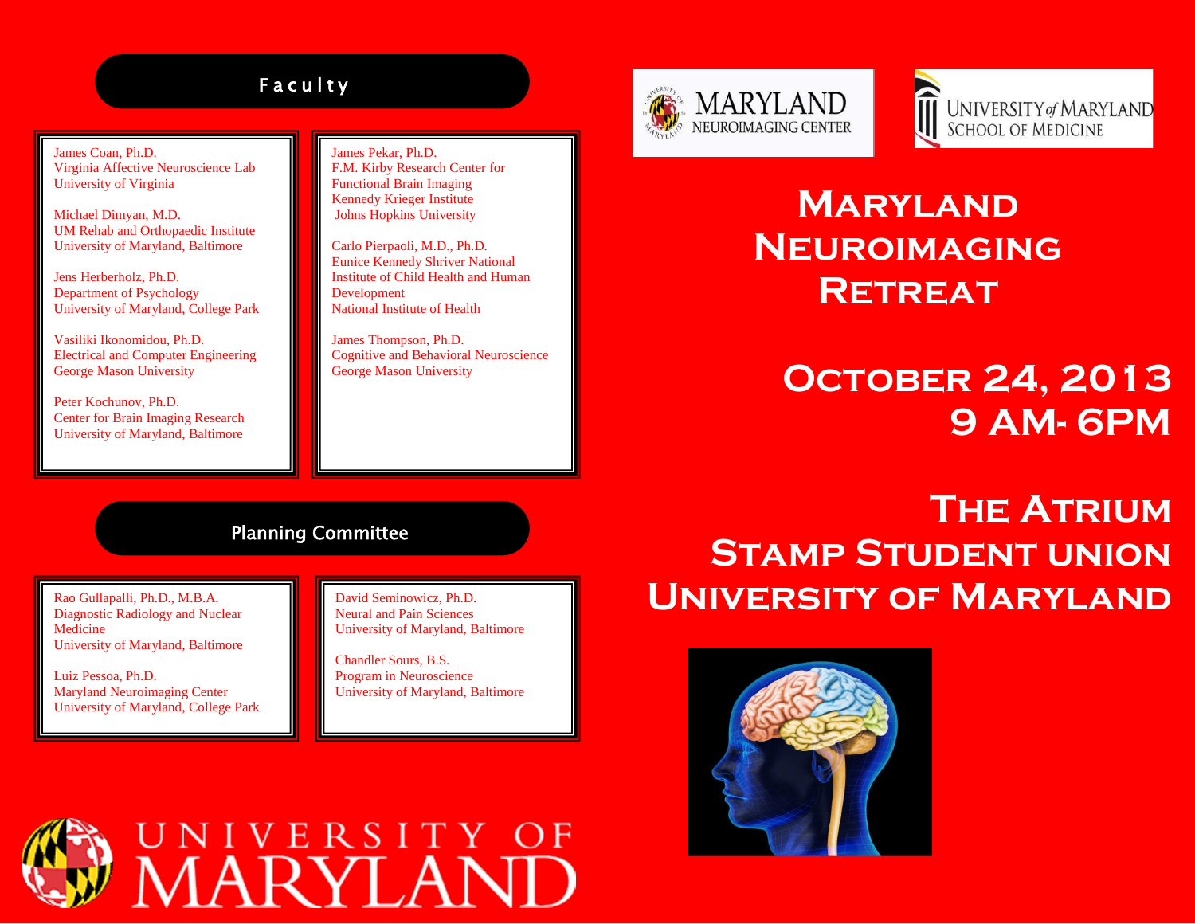## Faculty

James Coan, Ph.D.
Virginia Affective Neuroscience Lab
University of Virginia

Michael Dimyan, M.D.
UM Rehab and Orthopaedic Institute
University of Maryland, Baltimore

Jens Herberholz, Ph.D.
Department of Psychology
University of Maryland, College Park

Vasiliki Ikonomidou, Ph.D.
Electrical and Computer Engineering
George Mason University

Peter Kochunov, Ph.D.
Center for Brain Imaging Research
University of Maryland, Baltimore

James Pekar, Ph.D.
F.M. Kirby Research Center for Functional Brain Imaging
Kennedy Krieger Institute
Johns Hopkins University

Carlo Pierpaoli, M.D., Ph.D.
Eunice Kennedy Shriver National Institute of Child Health and Human Development
National Institute of Health

James Thompson, Ph.D.
Cognitive and Behavioral Neuroscience
George Mason University

## Planning Committee

Rao Gullapalli, Ph.D., M.B.A.
Diagnostic Radiology and Nuclear Medicine
University of Maryland, Baltimore

Luiz Pessoa, Ph.D.
Maryland Neuroimaging Center
University of Maryland, College Park

David Seminowicz, Ph.D.
Neural and Pain Sciences
University of Maryland, Baltimore

Chandler Sours, B.S.
Program in Neuroscience
University of Maryland, Baltimore

University of Maryland

Maryland Neuroimaging Center

University of Maryland School of Medicine

# Maryland Neuroimaging Retreat

## October 24, 2013
## 9 AM- 6PM

## The Atrium
## Stamp Student Union
## University of Maryland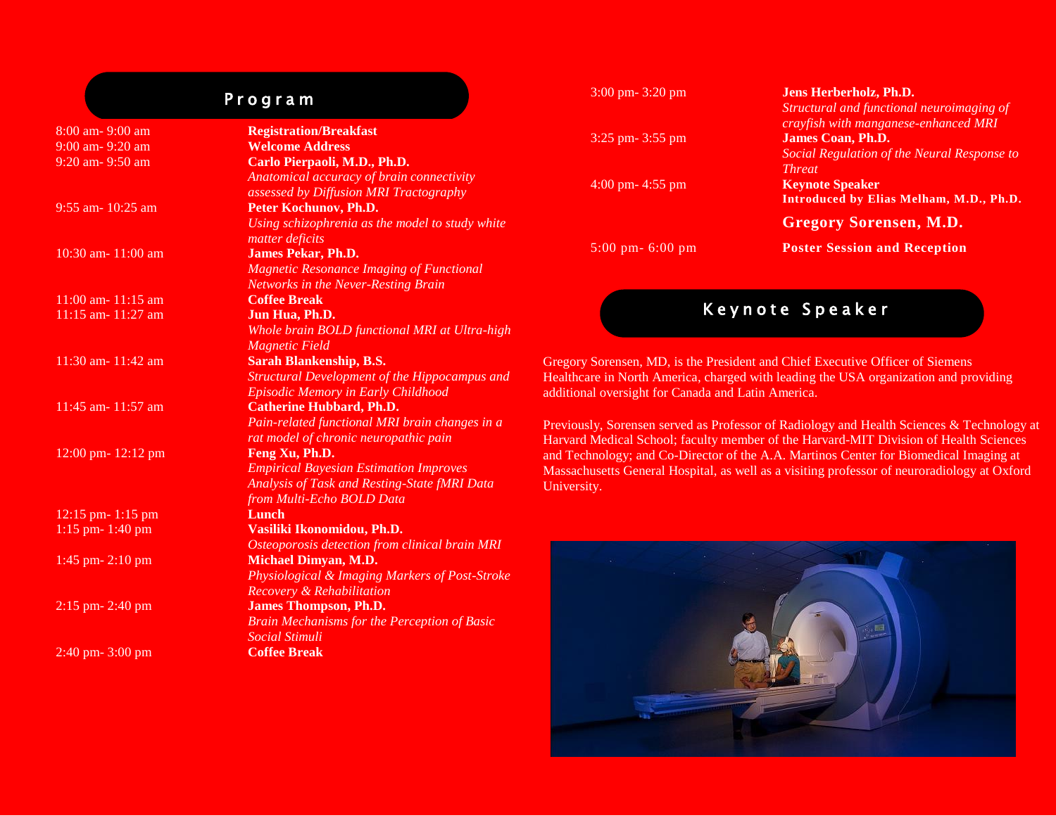## Program

| | |
|---|---|
| 8:00 am- 9:00 am | **Registration/Breakfast** |
| 9:00 am- 9:20 am | **Welcome Address** |
| 9:20 am- 9:50 am | **Carlo Pierpaoli, M.D., Ph.D.** *Anatomical accuracy of brain connectivity assessed by Diffusion MRI Tractography* |
| 9:55 am- 10:25 am | **Peter Kochunov, Ph.D.** *Using schizophrenia as the model to study white matter deficits* |
| 10:30 am- 11:00 am | **James Pekar, Ph.D.** *Magnetic Resonance Imaging of Functional Networks in the Never-Resting Brain* |
| 11:00 am- 11:15 am | **Coffee Break** |
| 11:15 am- 11:27 am | **Jun Hua, Ph.D.** *Whole brain BOLD functional MRI at Ultra-high Magnetic Field* |
| 11:30 am- 11:42 am | **Sarah Blankenship, B.S.** *Structural Development of the Hippocampus and Episodic Memory in Early Childhood* |
| 11:45 am- 11:57 am | **Catherine Hubbard, Ph.D.** *Pain-related functional MRI brain changes in a rat model of chronic neuropathic pain* |
| 12:00 pm- 12:12 pm | **Feng Xu, Ph.D.** *Empirical Bayesian Estimation Improves Analysis of Task and Resting-State fMRI Data from Multi-Echo BOLD Data* |
| 12:15 pm- 1:15 pm | **Lunch** |
| 1:15 pm- 1:40 pm | **Vasiliki Ikonomidou, Ph.D.** *Osteoporosis detection from clinical brain MRI* |
| 1:45 pm- 2:10 pm | **Michael Dimyan, M.D.** *Physiological & Imaging Markers of Post-Stroke Recovery & Rehabilitation* |
| 2:15 pm- 2:40 pm | **James Thompson, Ph.D.** *Brain Mechanisms for the Perception of Basic Social Stimuli* |
| 2:40 pm- 3:00 pm | **Coffee Break** |
| 3:00 pm- 3:20 pm | **Jens Herberholz, Ph.D.** *Structural and functional neuroimaging of crayfish with manganese-enhanced MRI* |
| 3:25 pm- 3:55 pm | **James Coan, Ph.D.** *Social Regulation of the Neural Response to Threat* |
| 4:00 pm- 4:55 pm | **Keynote Speaker** **Introduced by Elias Melham, M.D., Ph.D.** **Gregory Sorensen, M.D.** |
| 5:00 pm- 6:00 pm | **Poster Session and Reception** |

## Keynote Speaker

Gregory Sorensen, MD, is the President and Chief Executive Officer of Siemens Healthcare in North America, charged with leading the USA organization and providing additional oversight for Canada and Latin America.

Previously, Sorensen served as Professor of Radiology and Health Sciences & Technology at Harvard Medical School; faculty member of the Harvard-MIT Division of Health Sciences and Technology; and Co-Director of the A.A. Martinos Center for Biomedical Imaging at Massachusetts General Hospital, as well as a visiting professor of neuroradiology at Oxford University.